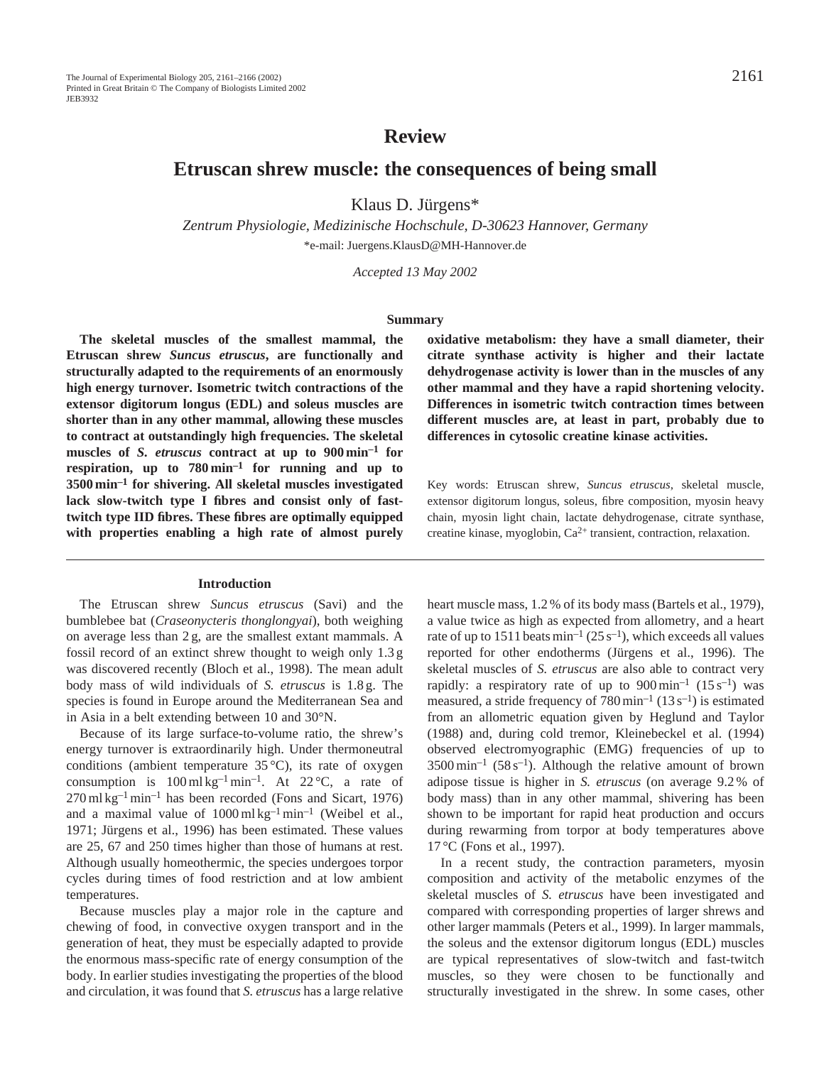## Review

# Etruscan shrew muscle: the consequences of being small

Klaus D. Jürgens*

*Zentrum Physiologie, Medizinische Hochschule, D-30623 Hannover, Germany*

*e-mail: Juergens.KlausD@MH-Hannover.de

*Accepted 13 May 2002*

### Summary

**The skeletal muscles of the smallest mammal, the Etruscan shrew *Suncus etruscus*, are functionally and structurally adapted to the requirements of an enormously high energy turnover. Isometric twitch contractions of the extensor digitorum longus (EDL) and soleus muscles are shorter than in any other mammal, allowing these muscles to contract at outstandingly high frequencies. The skeletal muscles of *S. etruscus* contract at up to 900 $min^{-1}$ for respiration, up to 780 $min^{-1}$ for running and up to 3500 $min^{-1}$ for shivering. All skeletal muscles investigated lack slow-twitch type I fibres and consist only of fast-twitch type IID fibres. These fibres are optimally equipped with properties enabling a high rate of almost purely oxidative metabolism: they have a small diameter, their citrate synthase activity is higher and their lactate dehydrogenase activity is lower than in the muscles of any other mammal and they have a rapid shortening velocity. Differences in isometric twitch contraction times between different muscles are, at least in part, probably due to differences in cytosolic creatine kinase activities.**

Key words: Etruscan shrew, *Suncus etruscus*, skeletal muscle, extensor digitorum longus, soleus, fibre composition, myosin heavy chain, myosin light chain, lactate dehydrogenase, citrate synthase, creatine kinase, myoglobin, $Ca^{2+}$ transient, contraction, relaxation.

### Introduction

The Etruscan shrew *Suncus etruscus* (Savi) and the bumblebee bat (*Craseonycteris thonglongyai*), both weighing on average less than 2 g, are the smallest extant mammals. A fossil record of an extinct shrew thought to weigh only 1.3 g was discovered recently (Bloch et al., 1998). The mean adult body mass of wild individuals of *S. etruscus* is 1.8 g. The species is found in Europe around the Mediterranean Sea and in Asia in a belt extending between 10 and 30°N.

Because of its large surface-to-volume ratio, the shrew's energy turnover is extraordinarily high. Under thermoneutral conditions (ambient temperature 35 °C), its rate of oxygen consumption is 100 $ml\,kg^{-1}\,min^{-1}$. At 22 °C, a rate of 270 $ml\,kg^{-1}\,min^{-1}$ has been recorded (Fons and Sicart, 1976) and a maximal value of 1000 $ml\,kg^{-1}\,min^{-1}$ (Weibel et al., 1971; Jürgens et al., 1996) has been estimated. These values are 25, 67 and 250 times higher than those of humans at rest. Although usually homeothermic, the species undergoes torpor cycles during times of food restriction and at low ambient temperatures.

Because muscles play a major role in the capture and chewing of food, in convective oxygen transport and in the generation of heat, they must be especially adapted to provide the enormous mass-specific rate of energy consumption of the body. In earlier studies investigating the properties of the blood and circulation, it was found that *S. etruscus* has a large relative heart muscle mass, 1.2 % of its body mass (Bartels et al., 1979), a value twice as high as expected from allometry, and a heart rate of up to 1511 beats $min^{-1}$ (25 $s^{-1}$), which exceeds all values reported for other endotherms (Jürgens et al., 1996). The skeletal muscles of *S. etruscus* are also able to contract very rapidly: a respiratory rate of up to 900 $min^{-1}$ (15 $s^{-1}$) was measured, a stride frequency of 780 $min^{-1}$ (13 $s^{-1}$) is estimated from an allometric equation given by Heglund and Taylor (1988) and, during cold tremor, Kleinebeckel et al. (1994) observed electromyographic (EMG) frequencies of up to 3500 $min^{-1}$ (58 $s^{-1}$). Although the relative amount of brown adipose tissue is higher in *S. etruscus* (on average 9.2 % of body mass) than in any other mammal, shivering has been shown to be important for rapid heat production and occurs during rewarming from torpor at body temperatures above 17 °C (Fons et al., 1997).

In a recent study, the contraction parameters, myosin composition and activity of the metabolic enzymes of the skeletal muscles of *S. etruscus* have been investigated and compared with corresponding properties of larger shrews and other larger mammals (Peters et al., 1999). In larger mammals, the soleus and the extensor digitorum longus (EDL) muscles are typical representatives of slow-twitch and fast-twitch muscles, so they were chosen to be functionally and structurally investigated in the shrew. In some cases, other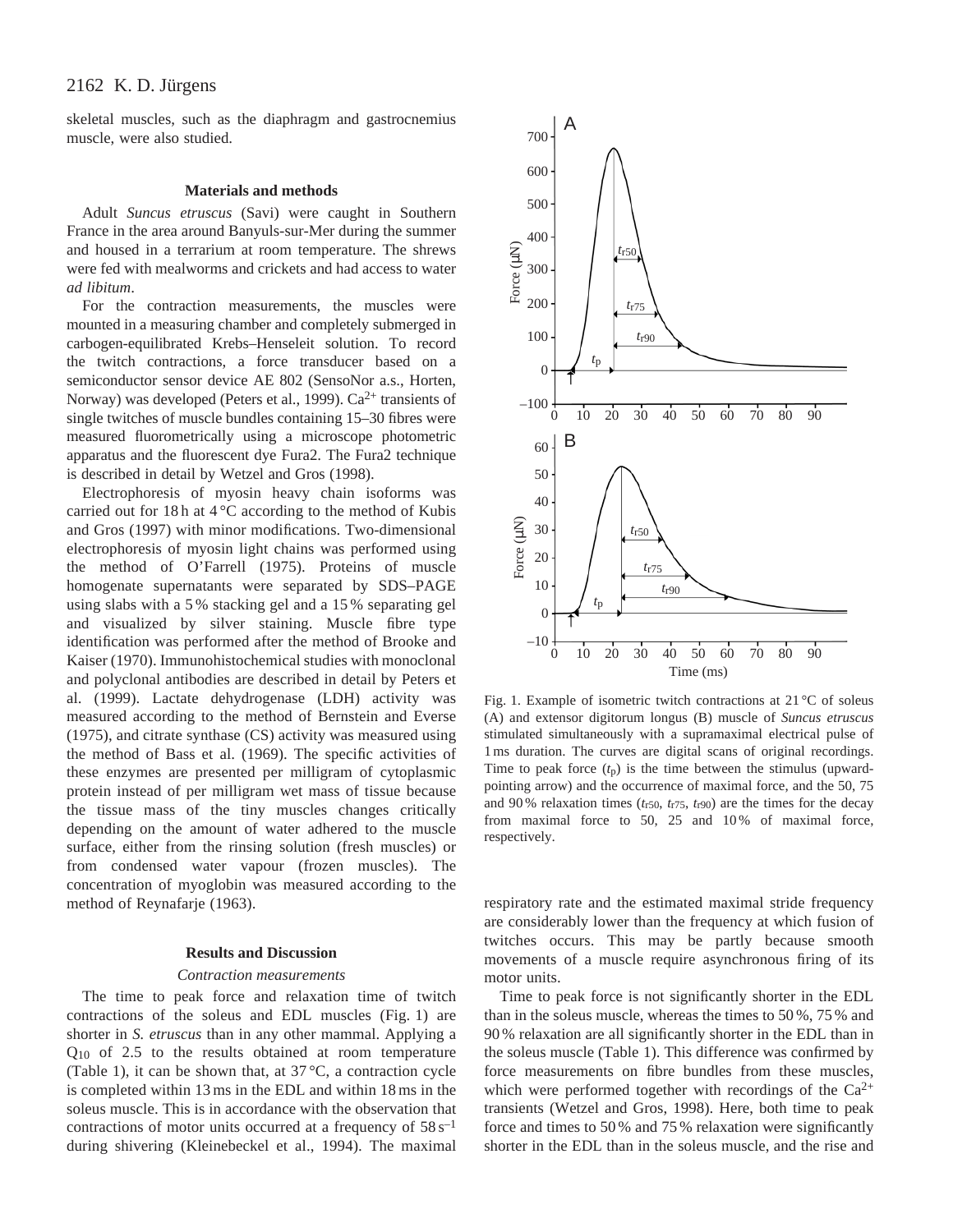skeletal muscles, such as the diaphragm and gastrocnemius muscle, were also studied.

## Materials and methods

Adult *Suncus etruscus* (Savi) were caught in Southern France in the area around Banyuls-sur-Mer during the summer and housed in a terrarium at room temperature. The shrews were fed with mealworms and crickets and had access to water *ad libitum*.

For the contraction measurements, the muscles were mounted in a measuring chamber and completely submerged in carbogen-equilibrated Krebs–Henseleit solution. To record the twitch contractions, a force transducer based on a semiconductor sensor device AE 802 (SensoNor a.s., Horten, Norway) was developed (Peters et al., 1999). $Ca^{2+}$ transients of single twitches of muscle bundles containing 15–30 fibres were measured fluorometrically using a microscope photometric apparatus and the fluorescent dye Fura2. The Fura2 technique is described in detail by Wetzel and Gros (1998).

Electrophoresis of myosin heavy chain isoforms was carried out for 18 h at 4 °C according to the method of Kubis and Gros (1997) with minor modifications. Two-dimensional electrophoresis of myosin light chains was performed using the method of O'Farrell (1975). Proteins of muscle homogenate supernatants were separated by SDS–PAGE using slabs with a 5 % stacking gel and a 15 % separating gel and visualized by silver staining. Muscle fibre type identification was performed after the method of Brooke and Kaiser (1970). Immunohistochemical studies with monoclonal and polyclonal antibodies are described in detail by Peters et al. (1999). Lactate dehydrogenase (LDH) activity was measured according to the method of Bernstein and Everse (1975), and citrate synthase (CS) activity was measured using the method of Bass et al. (1969). The specific activities of these enzymes are presented per milligram of cytoplasmic protein instead of per milligram wet mass of tissue because the tissue mass of the tiny muscles changes critically depending on the amount of water adhered to the muscle surface, either from the rinsing solution (fresh muscles) or from condensed water vapour (frozen muscles). The concentration of myoglobin was measured according to the method of Reynafarje (1963).

## Results and Discussion

### *Contraction measurements*

The time to peak force and relaxation time of twitch contractions of the soleus and EDL muscles (Fig. 1) are shorter in *S. etruscus* than in any other mammal. Applying a $Q_{10}$ of 2.5 to the results obtained at room temperature (Table 1), it can be shown that, at 37 °C, a contraction cycle is completed within 13 ms in the EDL and within 18 ms in the soleus muscle. This is in accordance with the observation that contractions of motor units occurred at a frequency of $58\,s^{-1}$ during shivering (Kleinebeckel et al., 1994). The maximal respiratory rate and the estimated maximal stride frequency are considerably lower than the frequency at which fusion of twitches occurs. This may be partly because smooth movements of a muscle require asynchronous firing of its motor units.

Time to peak force is not significantly shorter in the EDL than in the soleus muscle, whereas the times to 50 %, 75 % and 90 % relaxation are all significantly shorter in the EDL than in the soleus muscle (Table 1). This difference was confirmed by force measurements on fibre bundles from these muscles, which were performed together with recordings of the $Ca^{2+}$ transients (Wetzel and Gros, 1998). Here, both time to peak force and times to 50 % and 75 % relaxation were significantly shorter in the EDL than in the soleus muscle, and the rise and

Fig. 1. Example of isometric twitch contractions at 21 °C of soleus (A) and extensor digitorum longus (B) muscle of *Suncus etruscus* stimulated simultaneously with a supramaximal electrical pulse of 1 ms duration. The curves are digital scans of original recordings. Time to peak force ($t_p$) is the time between the stimulus (upward-pointing arrow) and the occurrence of maximal force, and the 50, 75 and 90 % relaxation times ($t_{r50}$, $t_{r75}$, $t_{r90}$) are the times for the decay from maximal force to 50, 25 and 10 % of maximal force, respectively.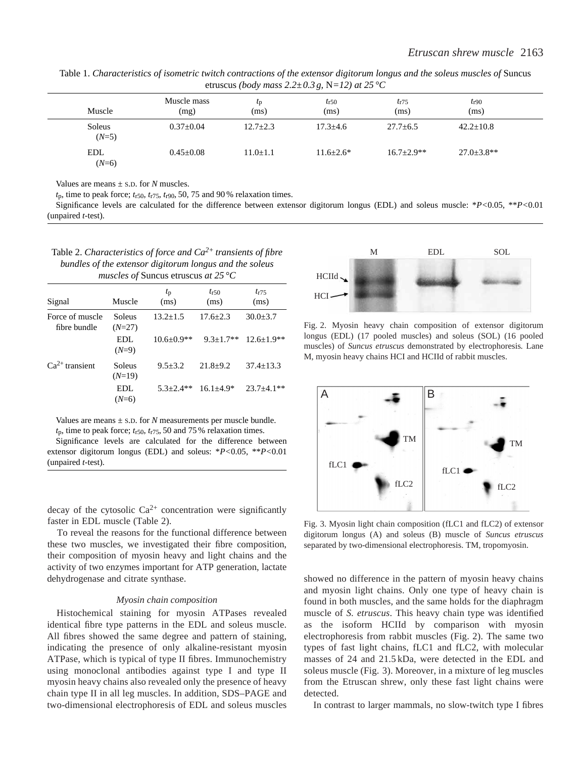Table 1. *Characteristics of isometric twitch contractions of the extensor digitorum longus and the soleus muscles of* Suncus etruscus *(body mass 2.2±0.3 g,* N*=12) at 25 °C*

| Muscle | Muscle mass (mg) | $t_p$ (ms) | $t_{r50}$ (ms) | $t_{r75}$ (ms) | $t_{r90}$ (ms) |
|---|---|---|---|---|---|
| Soleus ($N$=5) | 0.37±0.04 | 12.7±2.3 | 17.3±4.6 | 27.7±6.5 | 42.2±10.8 |
| EDL ($N$=6) | 0.45±0.08 | 11.0±1.1 | 11.6±2.6* | 16.7±2.9** | 27.0±3.8** |

Values are means ± S.D. for *N* muscles.

$t_p$, time to peak force; $t_{r50}$, $t_{r75}$, $t_{r90}$, 50, 75 and 90 % relaxation times.

Significance levels are calculated for the difference between extensor digitorum longus (EDL) and soleus muscle: *$P<0.05$, **$P<0.01$ (unpaired *t*-test).

Table 2. *Characteristics of force and $Ca^{2+}$ transients of fibre bundles of the extensor digitorum longus and the soleus muscles of* Suncus etruscus *at 25 °C*

| Signal | Muscle | $t_p$ (ms) | $t_{r50}$ (ms) | $t_{r75}$ (ms) |
|---|---|---|---|---|
| Force of muscle fibre bundle | Soleus ($N$=27) | 13.2±1.5 | 17.6±2.3 | 30.0±3.7 |
| | EDL ($N$=9) | 10.6±0.9** | 9.3±1.7** | 12.6±1.9** |
| $Ca^{2+}$ transient | Soleus ($N$=19) | 9.5±3.2 | 21.8±9.2 | 37.4±13.3 |
| | EDL ($N$=6) | 5.3±2.4** | 16.1±4.9* | 23.7±4.1** |

Values are means ± S.D. for *N* measurements per muscle bundle.

$t_p$, time to peak force; $t_{r50}$, $t_{r75}$, 50 and 75 % relaxation times.

Significance levels are calculated for the difference between extensor digitorum longus (EDL) and soleus: *$P<0.05$, **$P<0.01$ (unpaired *t*-test).

decay of the cytosolic $Ca^{2+}$ concentration were significantly faster in EDL muscle (Table 2).

To reveal the reasons for the functional difference between these two muscles, we investigated their fibre composition, their composition of myosin heavy and light chains and the activity of two enzymes important for ATP generation, lactate dehydrogenase and citrate synthase.

### *Myosin chain composition*

Histochemical staining for myosin ATPases revealed identical fibre type patterns in the EDL and soleus muscle. All fibres showed the same degree and pattern of staining, indicating the presence of only alkaline-resistant myosin ATPase, which is typical of type II fibres. Immunochemistry using monoclonal antibodies against type I and type II myosin heavy chains also revealed only the presence of heavy chain type II in all leg muscles. In addition, SDS–PAGE and two-dimensional electrophoresis of EDL and soleus muscles showed no difference in the pattern of myosin heavy chains and myosin light chains. Only one type of heavy chain is found in both muscles, and the same holds for the diaphragm muscle of *S. etruscus*. This heavy chain type was identified as the isoform HCIId by comparison with myosin electrophoresis from rabbit muscles (Fig. 2). The same two types of fast light chains, fLC1 and fLC2, with molecular masses of 24 and 21.5 kDa, were detected in the EDL and soleus muscle (Fig. 3). Moreover, in a mixture of leg muscles from the Etruscan shrew, only these fast light chains were detected.

Fig. 2. Myosin heavy chain composition of extensor digitorum longus (EDL) (17 pooled muscles) and soleus (SOL) (16 pooled muscles) of *Suncus etruscus* demonstrated by electrophoresis. Lane M, myosin heavy chains HCI and HCIId of rabbit muscles.

Fig. 3. Myosin light chain composition (fLC1 and fLC2) of extensor digitorum longus (A) and soleus (B) muscle of *Suncus etruscus* separated by two-dimensional electrophoresis. TM, tropomyosin.

In contrast to larger mammals, no slow-twitch type I fibres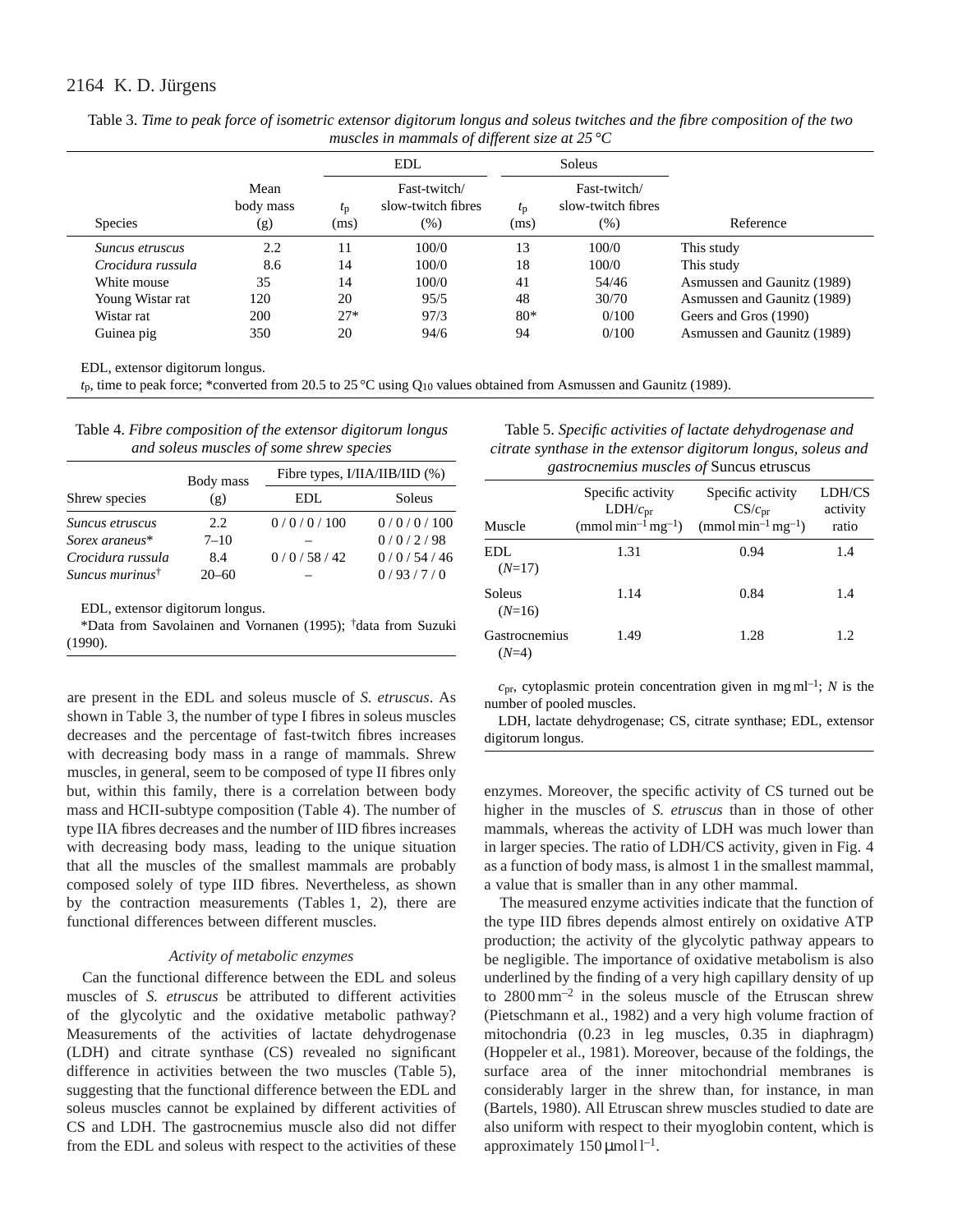Table 3. *Time to peak force of isometric extensor digitorum longus and soleus twitches and the fibre composition of the two muscles in mammals of different size at 25 °C*

| Species | Mean body mass (g) | EDL $t_p$ (ms) | EDL Fast-twitch/ slow-twitch fibres (%) | Soleus $t_p$ (ms) | Soleus Fast-twitch/ slow-twitch fibres (%) | Reference |
|---|---|---|---|---|---|---|
| *Suncus etruscus* | 2.2 | 11 | 100/0 | 13 | 100/0 | This study |
| *Crocidura russula* | 8.6 | 14 | 100/0 | 18 | 100/0 | This study |
| White mouse | 35 | 14 | 100/0 | 41 | 54/46 | Asmussen and Gaunitz (1989) |
| Young Wistar rat | 120 | 20 | 95/5 | 48 | 30/70 | Asmussen and Gaunitz (1989) |
| Wistar rat | 200 | 27* | 97/3 | 80* | 0/100 | Geers and Gros (1990) |
| Guinea pig | 350 | 20 | 94/6 | 94 | 0/100 | Asmussen and Gaunitz (1989) |

EDL, extensor digitorum longus.

$t_p$, time to peak force; *converted from 20.5 to 25 °C using $Q_{10}$ values obtained from Asmussen and Gaunitz (1989).

Table 4. *Fibre composition of the extensor digitorum longus and soleus muscles of some shrew species*

| Shrew species | Body mass (g) | Fibre types, I/IIA/IIB/IID (%) EDL | Soleus |
|---|---|---|---|
| *Suncus etruscus* | 2.2 | 0 / 0 / 0 / 100 | 0 / 0 / 0 / 100 |
| *Sorex araneus** | 7–10 | – | 0 / 0 / 2 / 98 |
| *Crocidura russula* | 8.4 | 0 / 0 / 58 / 42 | 0 / 0 / 54 / 46 |
| *Suncus murinus*[†] | 20–60 | – | 0 / 93 / 7 / 0 |

EDL, extensor digitorum longus.

*Data from Savolainen and Vornanen (1995); [†]data from Suzuki (1990).

are present in the EDL and soleus muscle of *S. etruscus*. As shown in Table 3, the number of type I fibres in soleus muscles decreases and the percentage of fast-twitch fibres increases with decreasing body mass in a range of mammals. Shrew muscles, in general, seem to be composed of type II fibres only but, within this family, there is a correlation between body mass and HCII-subtype composition (Table 4). The number of type IIA fibres decreases and the number of IID fibres increases with decreasing body mass, leading to the unique situation that all the muscles of the smallest mammals are probably composed solely of type IID fibres. Nevertheless, as shown by the contraction measurements (Tables 1, 2), there are functional differences between different muscles.

### *Activity of metabolic enzymes*

Can the functional difference between the EDL and soleus muscles of *S. etruscus* be attributed to different activities of the glycolytic and the oxidative metabolic pathway? Measurements of the activities of lactate dehydrogenase (LDH) and citrate synthase (CS) revealed no significant difference in activities between the two muscles (Table 5), suggesting that the functional difference between the EDL and soleus muscles cannot be explained by different activities of CS and LDH. The gastrocnemius muscle also did not differ from the EDL and soleus with respect to the activities of these

Table 5. *Specific activities of lactate dehydrogenase and citrate synthase in the extensor digitorum longus, soleus and gastrocnemius muscles of* Suncus etruscus

| Muscle | Specific activity LDH/$c_{pr}$ (mmol $min^{-1}$ $mg^{-1}$) | Specific activity CS/$c_{pr}$ (mmol $min^{-1}$ $mg^{-1}$) | LDH/CS activity ratio |
|---|---|---|---|
| EDL ($N$=17) | 1.31 | 0.94 | 1.4 |
| Soleus ($N$=16) | 1.14 | 0.84 | 1.4 |
| Gastrocnemius ($N$=4) | 1.49 | 1.28 | 1.2 |

$c_{pr}$, cytoplasmic protein concentration given in mg $ml^{-1}$; $N$ is the number of pooled muscles.

LDH, lactate dehydrogenase; CS, citrate synthase; EDL, extensor digitorum longus.

enzymes. Moreover, the specific activity of CS turned out be higher in the muscles of *S. etruscus* than in those of other mammals, whereas the activity of LDH was much lower than in larger species. The ratio of LDH/CS activity, given in Fig. 4 as a function of body mass, is almost 1 in the smallest mammal, a value that is smaller than in any other mammal.

The measured enzyme activities indicate that the function of the type IID fibres depends almost entirely on oxidative ATP production; the activity of the glycolytic pathway appears to be negligible. The importance of oxidative metabolism is also underlined by the finding of a very high capillary density of up to 2800 $mm^{-2}$ in the soleus muscle of the Etruscan shrew (Pietschmann et al., 1982) and a very high volume fraction of mitochondria (0.23 in leg muscles, 0.35 in diaphragm) (Hoppeler et al., 1981). Moreover, because of the foldings, the surface area of the inner mitochondrial membranes is considerably larger in the shrew than, for instance, in man (Bartels, 1980). All Etruscan shrew muscles studied to date are also uniform with respect to their myoglobin content, which is approximately 150 μmol $l^{-1}$.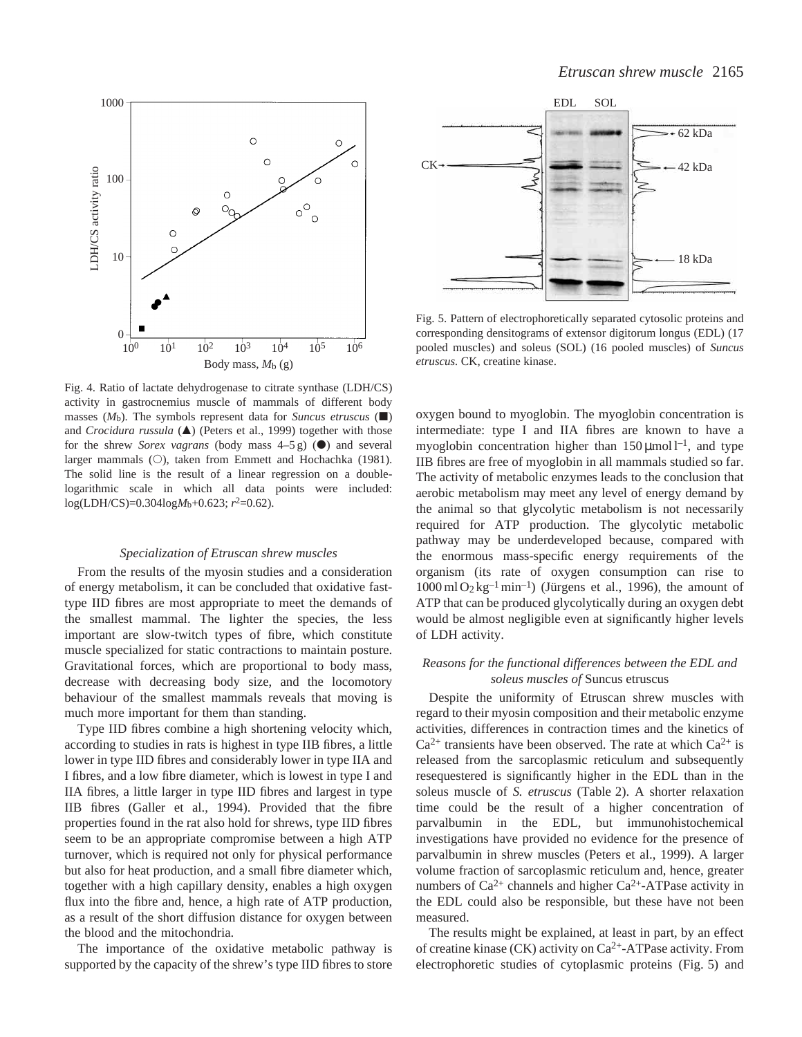Fig. 4. Ratio of lactate dehydrogenase to citrate synthase (LDH/CS) activity in gastrocnemius muscle of mammals of different body masses ($M_b$). The symbols represent data for *Suncus etruscus* (■) and *Crocidura russula* (▲) (Peters et al., 1999) together with those for the shrew *Sorex vagrans* (body mass 4–5 g) (●) and several larger mammals (○), taken from Emmett and Hochachka (1981). The solid line is the result of a linear regression on a double-logarithmic scale in which all data points were included: $\log(\text{LDH/CS})=0.304\log M_b+0.623$; $r^2=0.62$).

Fig. 5. Pattern of electrophoretically separated cytosolic proteins and corresponding densitograms of extensor digitorum longus (EDL) (17 pooled muscles) and soleus (SOL) (16 pooled muscles) of *Suncus etruscus*. CK, creatine kinase.

### *Specialization of Etruscan shrew muscles*

From the results of the myosin studies and a consideration of energy metabolism, it can be concluded that oxidative fast-type IID fibres are most appropriate to meet the demands of the smallest mammal. The lighter the species, the less important are slow-twitch types of fibre, which constitute muscle specialized for static contractions to maintain posture. Gravitational forces, which are proportional to body mass, decrease with decreasing body size, and the locomotory behaviour of the smallest mammals reveals that moving is much more important for them than standing.

Type IID fibres combine a high shortening velocity which, according to studies in rats is highest in type IIB fibres, a little lower in type IID fibres and considerably lower in type IIA and I fibres, and a low fibre diameter, which is lowest in type I and IIA fibres, a little larger in type IID fibres and largest in type IIB fibres (Galler et al., 1994). Provided that the fibre properties found in the rat also hold for shrews, type IID fibres seem to be an appropriate compromise between a high ATP turnover, which is required not only for physical performance but also for heat production, and a small fibre diameter which, together with a high capillary density, enables a high oxygen flux into the fibre and, hence, a high rate of ATP production, as a result of the short diffusion distance for oxygen between the blood and the mitochondria.

The importance of the oxidative metabolic pathway is supported by the capacity of the shrew's type IID fibres to store oxygen bound to myoglobin. The myoglobin concentration is intermediate: type I and IIA fibres are known to have a myoglobin concentration higher than 150 μmol l$^{-1}$, and type IIB fibres are free of myoglobin in all mammals studied so far. The activity of metabolic enzymes leads to the conclusion that aerobic metabolism may meet any level of energy demand by the animal so that glycolytic metabolism is not necessarily required for ATP production. The glycolytic metabolic pathway may be underdeveloped because, compared with the enormous mass-specific energy requirements of the organism (its rate of oxygen consumption can rise to 1000 ml $O_2$ kg$^{-1}$ min$^{-1}$) (Jürgens et al., 1996), the amount of ATP that can be produced glycolytically during an oxygen debt would be almost negligible even at significantly higher levels of LDH activity.

### *Reasons for the functional differences between the EDL and soleus muscles of* Suncus etruscus

Despite the uniformity of Etruscan shrew muscles with regard to their myosin composition and their metabolic enzyme activities, differences in contraction times and the kinetics of $Ca^{2+}$ transients have been observed. The rate at which $Ca^{2+}$ is released from the sarcoplasmic reticulum and subsequently resequestered is significantly higher in the EDL than in the soleus muscle of *S. etruscus* (Table 2). A shorter relaxation time could be the result of a higher concentration of parvalbumin in the EDL, but immunohistochemical investigations have provided no evidence for the presence of parvalbumin in shrew muscles (Peters et al., 1999). A larger volume fraction of sarcoplasmic reticulum and, hence, greater numbers of $Ca^{2+}$ channels and higher $Ca^{2+}$-ATPase activity in the EDL could also be responsible, but these have not been measured.

The results might be explained, at least in part, by an effect of creatine kinase (CK) activity on $Ca^{2+}$-ATPase activity. From electrophoretic studies of cytoplasmic proteins (Fig. 5) and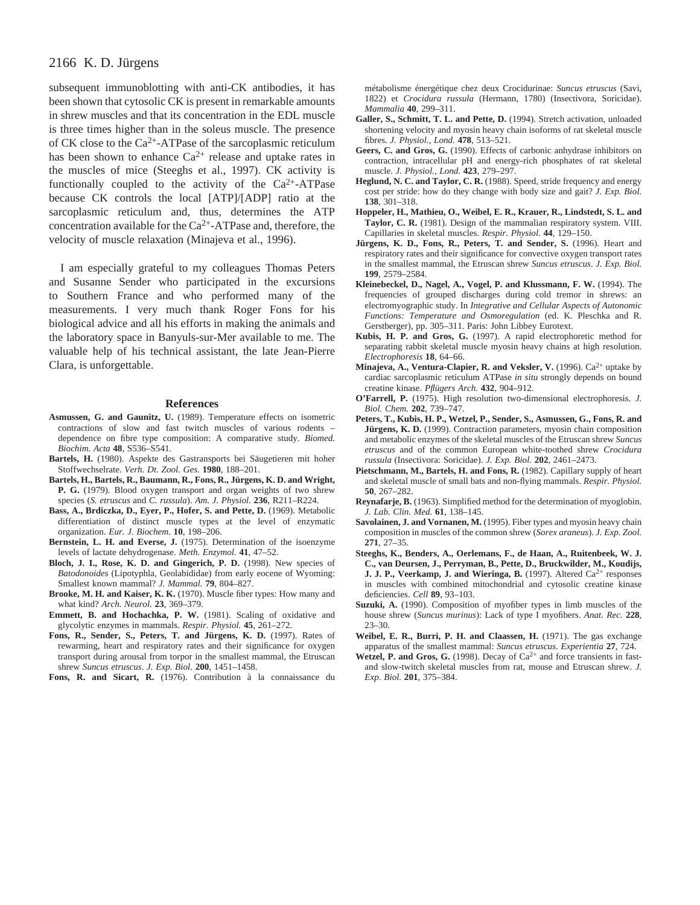subsequent immunoblotting with anti-CK antibodies, it has been shown that cytosolic CK is present in remarkable amounts in shrew muscles and that its concentration in the EDL muscle is three times higher than in the soleus muscle. The presence of CK close to the $Ca^{2+}$-ATPase of the sarcoplasmic reticulum has been shown to enhance $Ca^{2+}$ release and uptake rates in the muscles of mice (Steeghs et al., 1997). CK activity is functionally coupled to the activity of the $Ca^{2+}$-ATPase because CK controls the local [ATP]/[ADP] ratio at the sarcoplasmic reticulum and, thus, determines the ATP concentration available for the $Ca^{2+}$-ATPase and, therefore, the velocity of muscle relaxation (Minajeva et al., 1996).

I am especially grateful to my colleagues Thomas Peters and Susanne Sender who participated in the excursions to Southern France and who performed many of the measurements. I very much thank Roger Fons for his biological advice and all his efforts in making the animals and the laboratory space in Banyuls-sur-Mer available to me. The valuable help of his technical assistant, the late Jean-Pierre Clara, is unforgettable.

## References

**Asmussen, G. and Gaunitz, U.** (1989). Temperature effects on isometric contractions of slow and fast twitch muscles of various rodents – dependence on fibre type composition: A comparative study. *Biomed. Biochim. Acta* **48**, S536–S541.

**Bartels, H.** (1980). Aspekte des Gastransports bei Säugetieren mit hoher Stoffwechselrate. *Verh. Dt. Zool. Ges.* **1980**, 188–201.

**Bartels, H., Bartels, R., Baumann, R., Fons, R., Jürgens, K. D. and Wright, P. G.** (1979). Blood oxygen transport and organ weights of two shrew species (*S. etruscus* and *C. russula*). *Am. J. Physiol.* **236**, R211–R224.

**Bass, A., Brdiczka, D., Eyer, P., Hofer, S. and Pette, D.** (1969). Metabolic differentiation of distinct muscle types at the level of enzymatic organization. *Eur. J. Biochem.* **10**, 198–206.

**Bernstein, L. H. and Everse, J.** (1975). Determination of the isoenzyme levels of lactate dehydrogenase. *Meth. Enzymol.* **41**, 47–52.

**Bloch, J. I., Rose, K. D. and Gingerich, P. D.** (1998). New species of *Batodonoides* (Lipotyphla, Geolabididae) from early eocene of Wyoming: Smallest known mammal? *J. Mammal.* **79**, 804–827.

**Brooke, M. H. and Kaiser, K. K.** (1970). Muscle fiber types: How many and what kind? *Arch. Neurol.* **23**, 369–379.

**Emmett, B. and Hochachka, P. W.** (1981). Scaling of oxidative and glycolytic enzymes in mammals. *Respir. Physiol.* **45**, 261–272.

**Fons, R., Sender, S., Peters, T. and Jürgens, K. D.** (1997). Rates of rewarming, heart and respiratory rates and their significance for oxygen transport during arousal from torpor in the smallest mammal, the Etruscan shrew *Suncus etruscus*. *J. Exp. Biol.* **200**, 1451–1458.

**Fons, R. and Sicart, R.** (1976). Contribution à la connaissance du métabolisme énergétique chez deux Crocidurinae: *Suncus etruscus* (Savi, 1822) et *Crocidura russula* (Hermann, 1780) (Insectivora, Soricidae). *Mammalia* **40**, 299–311.

**Galler, S., Schmitt, T. L. and Pette, D.** (1994). Stretch activation, unloaded shortening velocity and myosin heavy chain isoforms of rat skeletal muscle fibres. *J. Physiol., Lond.* **478**, 513–521.

**Geers, C. and Gros, G.** (1990). Effects of carbonic anhydrase inhibitors on contraction, intracellular pH and energy-rich phosphates of rat skeletal muscle. *J. Physiol., Lond.* **423**, 279–297.

**Heglund, N. C. and Taylor, C. R.** (1988). Speed, stride frequency and energy cost per stride: how do they change with body size and gait? *J. Exp. Biol.* **138**, 301–318.

**Hoppeler, H., Mathieu, O., Weibel, E. R., Krauer, R., Lindstedt, S. L. and Taylor, C. R.** (1981). Design of the mammalian respiratory system. VIII. Capillaries in skeletal muscles. *Respir. Physiol.* **44**, 129–150.

**Jürgens, K. D., Fons, R., Peters, T. and Sender, S.** (1996). Heart and respiratory rates and their significance for convective oxygen transport rates in the smallest mammal, the Etruscan shrew *Suncus etruscus*. *J. Exp. Biol.* **199**, 2579–2584.

**Kleinebeckel, D., Nagel, A., Vogel, P. and Klussmann, F. W.** (1994). The frequencies of grouped discharges during cold tremor in shrews: an electromyographic study. In *Integrative and Cellular Aspects of Autonomic Functions: Temperature and Osmoregulation* (ed. K. Pleschka and R. Gerstberger), pp. 305–311. Paris: John Libbey Eurotext.

**Kubis, H. P. and Gros, G.** (1997). A rapid electrophoretic method for separating rabbit skeletal muscle myosin heavy chains at high resolution. *Electrophoresis* **18**, 64–66.

**Minajeva, A., Ventura-Clapier, R. and Veksler, V.** (1996). $Ca^{2+}$ uptake by cardiac sarcoplasmic reticulum ATPase *in situ* strongly depends on bound creatine kinase. *Pflügers Arch.* **432**, 904–912.

**O'Farrell, P.** (1975). High resolution two-dimensional electrophoresis. *J. Biol. Chem.* **202**, 739–747.

**Peters, T., Kubis, H. P., Wetzel, P., Sender, S., Asmussen, G., Fons, R. and Jürgens, K. D.** (1999). Contraction parameters, myosin chain composition and metabolic enzymes of the skeletal muscles of the Etruscan shrew *Suncus etruscus* and of the common European white-toothed shrew *Crocidura russula* (Insectivora: Soricidae). *J. Exp. Biol.* **202**, 2461–2473.

**Pietschmann, M., Bartels, H. and Fons, R.** (1982). Capillary supply of heart and skeletal muscle of small bats and non-flying mammals. *Respir. Physiol.* **50**, 267–282.

**Reynafarje, B.** (1963). Simplified method for the determination of myoglobin. *J. Lab. Clin. Med.* **61**, 138–145.

**Savolainen, J. and Vornanen, M.** (1995). Fiber types and myosin heavy chain composition in muscles of the common shrew (*Sorex araneus*). *J. Exp. Zool.* **271**, 27–35.

**Steeghs, K., Benders, A., Oerlemans, F., de Haan, A., Ruitenbeek, W. J. C., van Deursen, J., Perryman, B., Pette, D., Bruckwilder, M., Koudijs, J. J. P., Veerkamp, J. and Wieringa, B.** (1997). Altered $Ca^{2+}$ responses in muscles with combined mitochondrial and cytosolic creatine kinase deficiencies. *Cell* **89**, 93–103.

**Suzuki, A.** (1990). Composition of myofiber types in limb muscles of the house shrew (*Suncus murinus*): Lack of type I myofibers. *Anat. Rec.* **228**, 23–30.

**Weibel, E. R., Burri, P. H. and Claassen, H.** (1971). The gas exchange apparatus of the smallest mammal: *Suncus etruscus*. *Experientia* **27**, 724.

**Wetzel, P. and Gros, G.** (1998). Decay of $Ca^{2+}$ and force transients in fast- and slow-twitch skeletal muscles from rat, mouse and Etruscan shrew. *J. Exp. Biol.* **201**, 375–384.